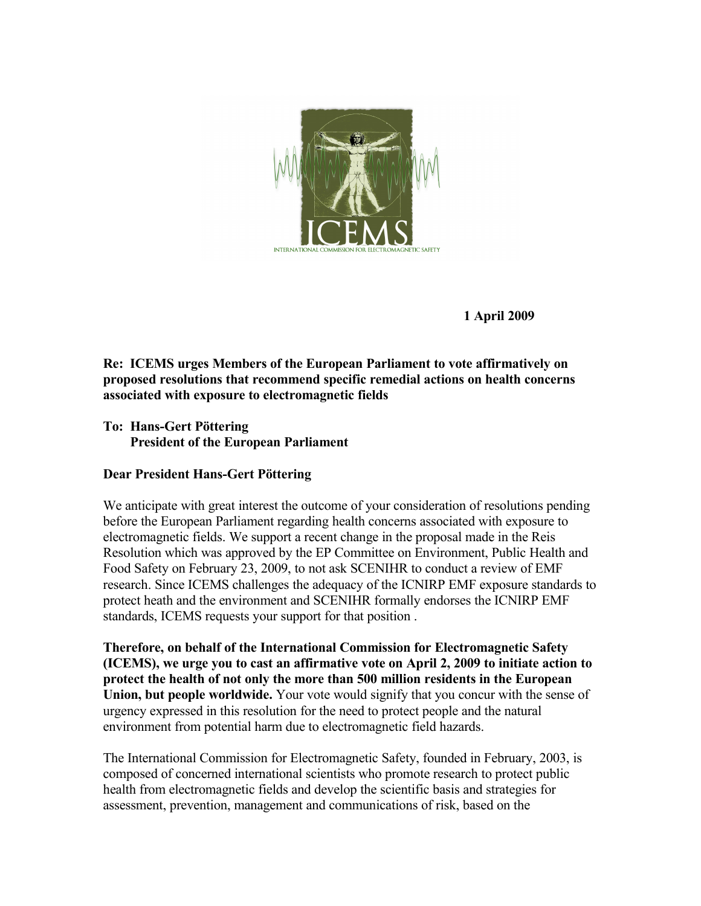1 April 2009

**Re: ICEMS urges Members of the European Parliament to vote affirmatively on proposed resolutions that recommend specific remedial actions on health concerns associated with exposure to electromagnetic fields**

**To: Hans-Gert Pöttering**
**President of the European Parliament**

**Dear President Hans-Gert Pöttering**

We anticipate with great interest the outcome of your consideration of resolutions pending before the European Parliament regarding health concerns associated with exposure to electromagnetic fields. We support a recent change in the proposal made in the Reis Resolution which was approved by the EP Committee on Environment, Public Health and Food Safety on February 23, 2009, to not ask SCENIHR to conduct a review of EMF research. Since ICEMS challenges the adequacy of the ICNIRP EMF exposure standards to protect heath and the environment and SCENIHR formally endorses the ICNIRP EMF standards, ICEMS requests your support for that position .

**Therefore, on behalf of the International Commission for Electromagnetic Safety (ICEMS), we urge you to cast an affirmative vote on April 2, 2009 to initiate action to protect the health of not only the more than 500 million residents in the European Union, but people worldwide.** Your vote would signify that you concur with the sense of urgency expressed in this resolution for the need to protect people and the natural environment from potential harm due to electromagnetic field hazards.

The International Commission for Electromagnetic Safety, founded in February, 2003, is composed of concerned international scientists who promote research to protect public health from electromagnetic fields and develop the scientific basis and strategies for assessment, prevention, management and communications of risk, based on the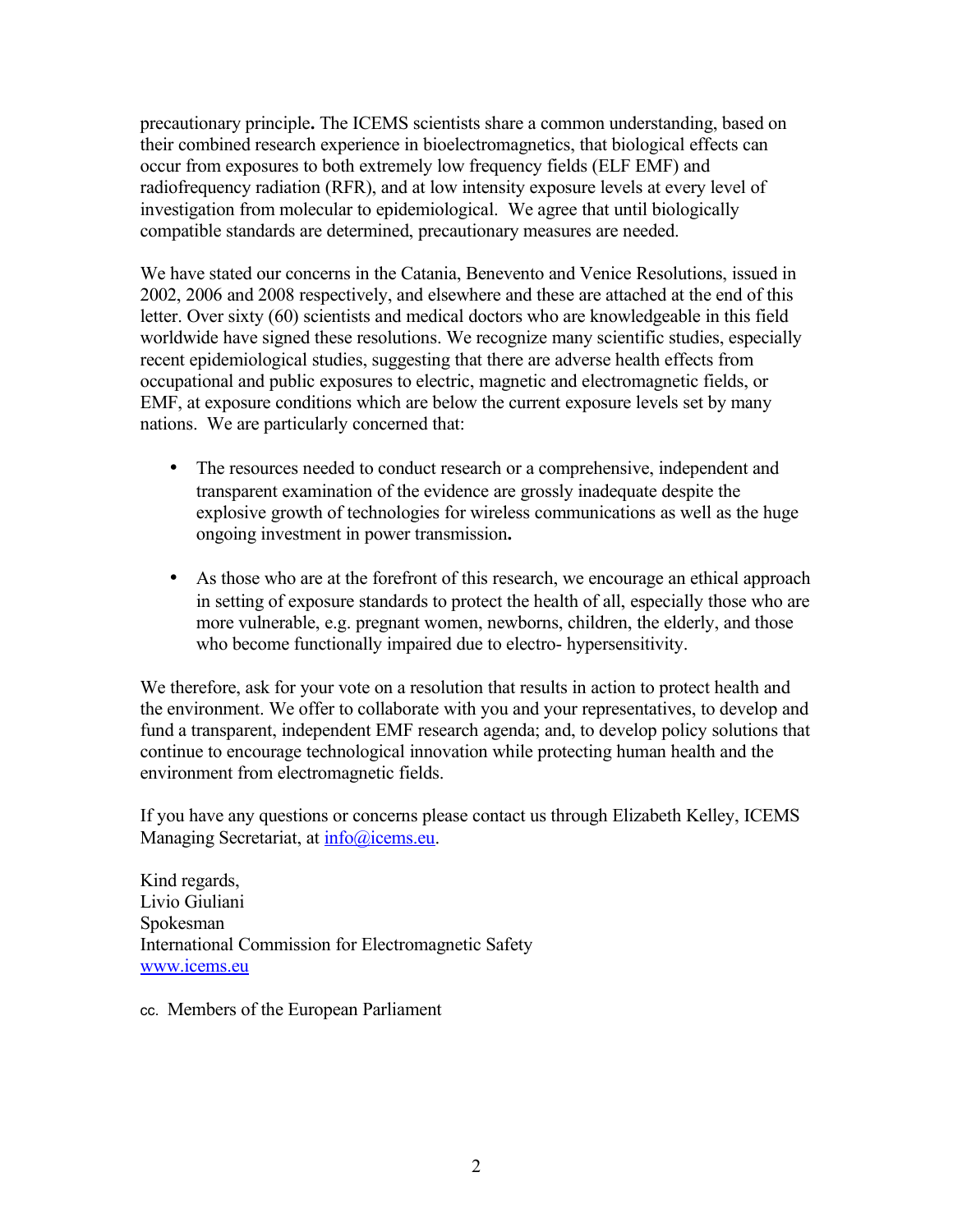precautionary principle**.** The ICEMS scientists share a common understanding, based on their combined research experience in bioelectromagnetics, that biological effects can occur from exposures to both extremely low frequency fields (ELF EMF) and radiofrequency radiation (RFR), and at low intensity exposure levels at every level of investigation from molecular to epidemiological. We agree that until biologically compatible standards are determined, precautionary measures are needed.

We have stated our concerns in the Catania, Benevento and Venice Resolutions, issued in 2002, 2006 and 2008 respectively, and elsewhere and these are attached at the end of this letter. Over sixty (60) scientists and medical doctors who are knowledgeable in this field worldwide have signed these resolutions. We recognize many scientific studies, especially recent epidemiological studies, suggesting that there are adverse health effects from occupational and public exposures to electric, magnetic and electromagnetic fields, or EMF, at exposure conditions which are below the current exposure levels set by many nations. We are particularly concerned that:

- The resources needed to conduct research or a comprehensive, independent and transparent examination of the evidence are grossly inadequate despite the explosive growth of technologies for wireless communications as well as the huge ongoing investment in power transmission**.**
- As those who are at the forefront of this research, we encourage an ethical approach in setting of exposure standards to protect the health of all, especially those who are more vulnerable, e.g. pregnant women, newborns, children, the elderly, and those who become functionally impaired due to electro- hypersensitivity.

We therefore, ask for your vote on a resolution that results in action to protect health and the environment. We offer to collaborate with you and your representatives, to develop and fund a transparent, independent EMF research agenda; and, to develop policy solutions that continue to encourage technological innovation while protecting human health and the environment from electromagnetic fields.

If you have any questions or concerns please contact us through Elizabeth Kelley, ICEMS Managing Secretariat, at info@icems.eu.

Kind regards,
Livio Giuliani
Spokesman
International Commission for Electromagnetic Safety
www.icems.eu

cc. Members of the European Parliament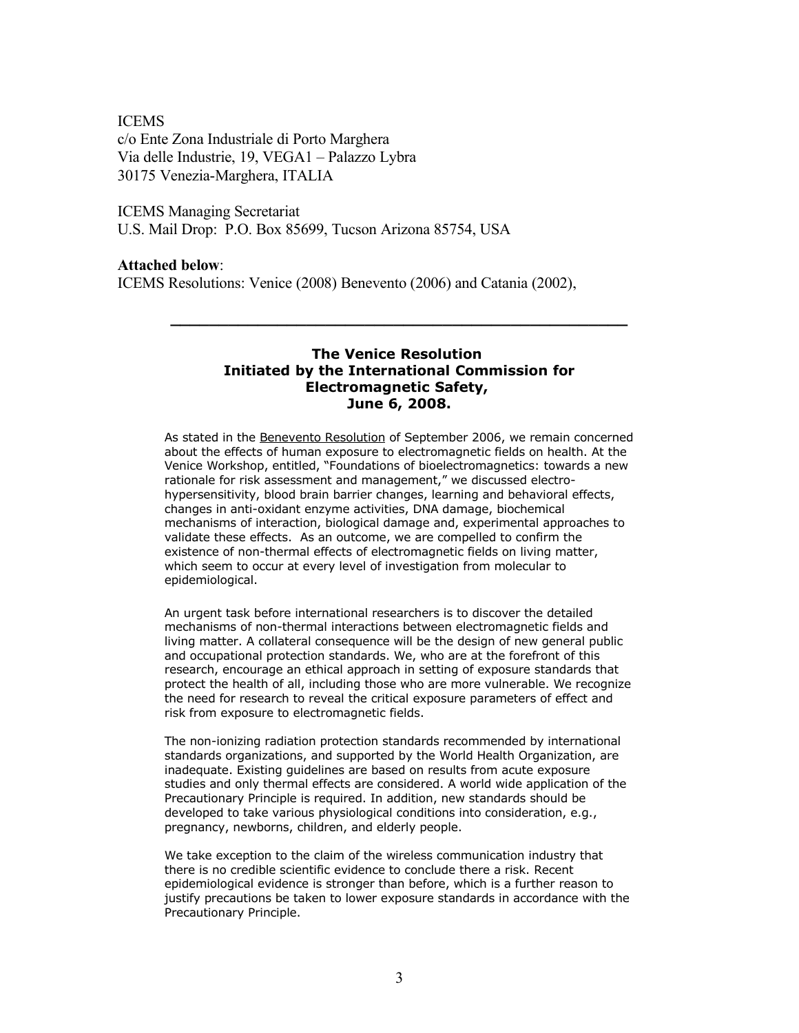ICEMS
c/o Ente Zona Industriale di Porto Marghera
Via delle Industrie, 19, VEGA1 – Palazzo Lybra
30175 Venezia-Marghera, ITALIA

ICEMS Managing Secretariat
U.S. Mail Drop: P.O. Box 85699, Tucson Arizona 85754, USA

**Attached below**:
ICEMS Resolutions: Venice (2008) Benevento (2006) and Catania (2002),

---

## The Venice Resolution
## Initiated by the International Commission for Electromagnetic Safety, June 6, 2008.

As stated in the Benevento Resolution of September 2006, we remain concerned about the effects of human exposure to electromagnetic fields on health. At the Venice Workshop, entitled, "Foundations of bioelectromagnetics: towards a new rationale for risk assessment and management," we discussed electro-hypersensitivity, blood brain barrier changes, learning and behavioral effects, changes in anti-oxidant enzyme activities, DNA damage, biochemical mechanisms of interaction, biological damage and, experimental approaches to validate these effects. As an outcome, we are compelled to confirm the existence of non-thermal effects of electromagnetic fields on living matter, which seem to occur at every level of investigation from molecular to epidemiological.

An urgent task before international researchers is to discover the detailed mechanisms of non-thermal interactions between electromagnetic fields and living matter. A collateral consequence will be the design of new general public and occupational protection standards. We, who are at the forefront of this research, encourage an ethical approach in setting of exposure standards that protect the health of all, including those who are more vulnerable. We recognize the need for research to reveal the critical exposure parameters of effect and risk from exposure to electromagnetic fields.

The non-ionizing radiation protection standards recommended by international standards organizations, and supported by the World Health Organization, are inadequate. Existing guidelines are based on results from acute exposure studies and only thermal effects are considered. A world wide application of the Precautionary Principle is required. In addition, new standards should be developed to take various physiological conditions into consideration, e.g., pregnancy, newborns, children, and elderly people.

We take exception to the claim of the wireless communication industry that there is no credible scientific evidence to conclude there a risk. Recent epidemiological evidence is stronger than before, which is a further reason to justify precautions be taken to lower exposure standards in accordance with the Precautionary Principle.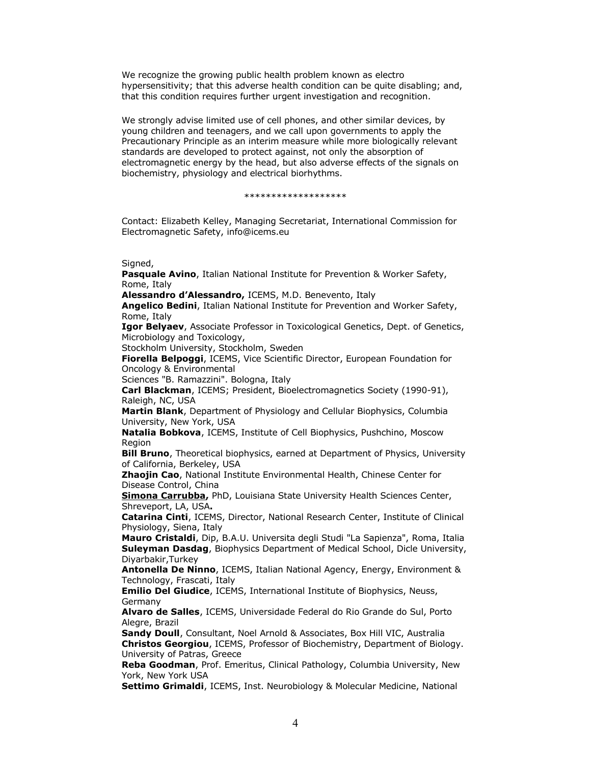We recognize the growing public health problem known as electro hypersensitivity; that this adverse health condition can be quite disabling; and, that this condition requires further urgent investigation and recognition.

We strongly advise limited use of cell phones, and other similar devices, by young children and teenagers, and we call upon governments to apply the Precautionary Principle as an interim measure while more biologically relevant standards are developed to protect against, not only the absorption of electromagnetic energy by the head, but also adverse effects of the signals on biochemistry, physiology and electrical biorhythms.

*******************

Contact: Elizabeth Kelley, Managing Secretariat, International Commission for Electromagnetic Safety, info@icems.eu

Signed,

**Pasquale Avino**, Italian National Institute for Prevention & Worker Safety, Rome, Italy

**Alessandro d'Alessandro,** ICEMS, M.D. Benevento, Italy

**Angelico Bedini**, Italian National Institute for Prevention and Worker Safety, Rome, Italy

**Igor Belyaev**, Associate Professor in Toxicological Genetics, Dept. of Genetics, Microbiology and Toxicology, Stockholm University, Stockholm, Sweden

**Fiorella Belpoggi**, ICEMS, Vice Scientific Director, European Foundation for Oncology & Environmental Sciences "B. Ramazzini". Bologna, Italy

**Carl Blackman**, ICEMS; President, Bioelectromagnetics Society (1990-91), Raleigh, NC, USA

**Martin Blank**, Department of Physiology and Cellular Biophysics, Columbia University, New York, USA

**Natalia Bobkova**, ICEMS, Institute of Cell Biophysics, Pushchino, Moscow Region

**Bill Bruno**, Theoretical biophysics, earned at Department of Physics, University of California, Berkeley, USA

**Zhaojin Cao**, National Institute Environmental Health, Chinese Center for Disease Control, China

**Simona Carrubba,** PhD, Louisiana State University Health Sciences Center, Shreveport, LA, USA**.**

**Catarina Cinti**, ICEMS, Director, National Research Center, Institute of Clinical Physiology, Siena, Italy

**Mauro Cristaldi**, Dip, B.A.U. Universita degli Studi "La Sapienza", Roma, Italia

**Suleyman Dasdag**, Biophysics Department of Medical School, Dicle University, Diyarbakir,Turkey

**Antonella De Ninno**, ICEMS, Italian National Agency, Energy, Environment & Technology, Frascati, Italy

**Emilio Del Giudice**, ICEMS, International Institute of Biophysics, Neuss, Germany

**Alvaro de Salles**, ICEMS, Universidade Federal do Rio Grande do Sul, Porto Alegre, Brazil

**Sandy Doull**, Consultant, Noel Arnold & Associates, Box Hill VIC, Australia

**Christos Georgiou**, ICEMS, Professor of Biochemistry, Department of Biology. University of Patras, Greece

**Reba Goodman**, Prof. Emeritus, Clinical Pathology, Columbia University, New York, New York USA

**Settimo Grimaldi**, ICEMS, Inst. Neurobiology & Molecular Medicine, National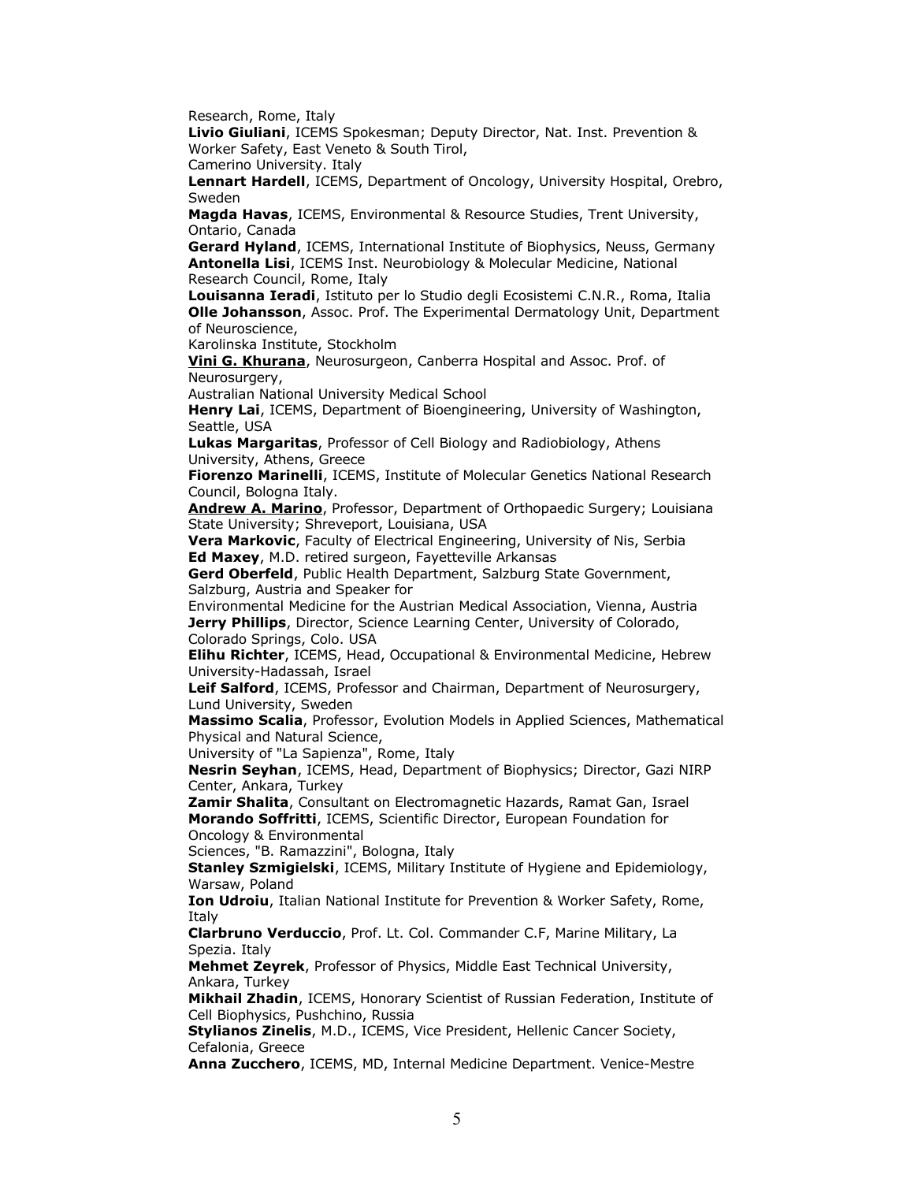Research, Rome, Italy

**Livio Giuliani**, ICEMS Spokesman; Deputy Director, Nat. Inst. Prevention & Worker Safety, East Veneto & South Tirol,
Camerino University. Italy

**Lennart Hardell**, ICEMS, Department of Oncology, University Hospital, Orebro, Sweden

**Magda Havas**, ICEMS, Environmental & Resource Studies, Trent University, Ontario, Canada

**Gerard Hyland**, ICEMS, International Institute of Biophysics, Neuss, Germany

**Antonella Lisi**, ICEMS Inst. Neurobiology & Molecular Medicine, National Research Council, Rome, Italy

**Louisanna Ieradi**, Istituto per lo Studio degli Ecosistemi C.N.R., Roma, Italia

**Olle Johansson**, Assoc. Prof. The Experimental Dermatology Unit, Department of Neuroscience,
Karolinska Institute, Stockholm

**Vini G. Khurana**, Neurosurgeon, Canberra Hospital and Assoc. Prof. of Neurosurgery,
Australian National University Medical School

**Henry Lai**, ICEMS, Department of Bioengineering, University of Washington, Seattle, USA

**Lukas Margaritas**, Professor of Cell Biology and Radiobiology, Athens University, Athens, Greece

**Fiorenzo Marinelli**, ICEMS, Institute of Molecular Genetics National Research Council, Bologna Italy.

**Andrew A. Marino**, Professor, Department of Orthopaedic Surgery; Louisiana State University; Shreveport, Louisiana, USA

**Vera Markovic**, Faculty of Electrical Engineering, University of Nis, Serbia

**Ed Maxey**, M.D. retired surgeon, Fayetteville Arkansas

**Gerd Oberfeld**, Public Health Department, Salzburg State Government, Salzburg, Austria and Speaker for
Environmental Medicine for the Austrian Medical Association, Vienna, Austria

**Jerry Phillips**, Director, Science Learning Center, University of Colorado, Colorado Springs, Colo. USA

**Elihu Richter**, ICEMS, Head, Occupational & Environmental Medicine, Hebrew University-Hadassah, Israel

**Leif Salford**, ICEMS, Professor and Chairman, Department of Neurosurgery, Lund University, Sweden

**Massimo Scalia**, Professor, Evolution Models in Applied Sciences, Mathematical Physical and Natural Science,
University of "La Sapienza", Rome, Italy

**Nesrin Seyhan**, ICEMS, Head, Department of Biophysics; Director, Gazi NIRP Center, Ankara, Turkey

**Zamir Shalita**, Consultant on Electromagnetic Hazards, Ramat Gan, Israel

**Morando Soffritti**, ICEMS, Scientific Director, European Foundation for Oncology & Environmental
Sciences, "B. Ramazzini", Bologna, Italy

**Stanley Szmigielski**, ICEMS, Military Institute of Hygiene and Epidemiology, Warsaw, Poland

**Ion Udroiu**, Italian National Institute for Prevention & Worker Safety, Rome, Italy

**Clarbruno Verduccio**, Prof. Lt. Col. Commander C.F, Marine Military, La Spezia. Italy

**Mehmet Zeyrek**, Professor of Physics, Middle East Technical University, Ankara, Turkey

**Mikhail Zhadin**, ICEMS, Honorary Scientist of Russian Federation, Institute of Cell Biophysics, Pushchino, Russia

**Stylianos Zinelis**, M.D., ICEMS, Vice President, Hellenic Cancer Society, Cefalonia, Greece

**Anna Zucchero**, ICEMS, MD, Internal Medicine Department. Venice-Mestre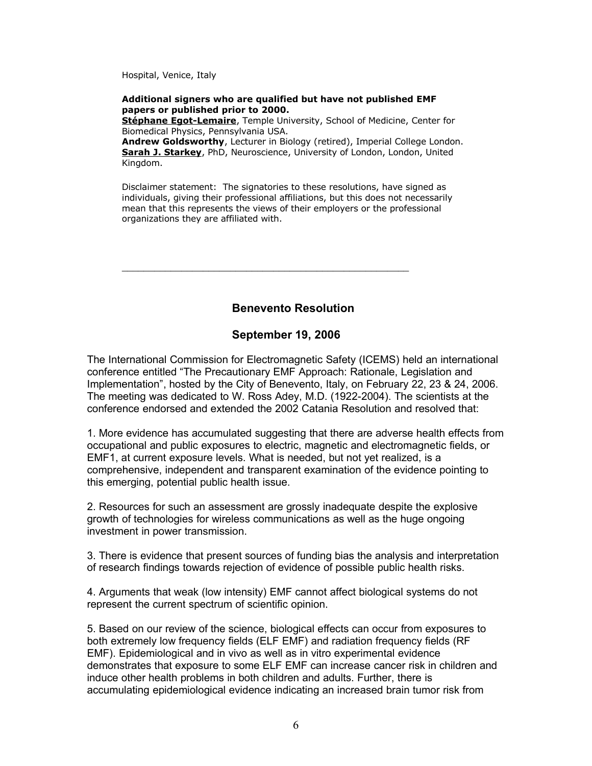Hospital, Venice, Italy

**Additional signers who are qualified but have not published EMF papers or published prior to 2000.**

**Stéphane Egot-Lemaire**, Temple University, School of Medicine, Center for Biomedical Physics, Pennsylvania USA.

**Andrew Goldsworthy**, Lecturer in Biology (retired), Imperial College London.

**Sarah J. Starkey**, PhD, Neuroscience, University of London, London, United Kingdom.

Disclaimer statement: The signatories to these resolutions, have signed as individuals, giving their professional affiliations, but this does not necessarily mean that this represents the views of their employers or the professional organizations they are affiliated with.

---

## Benevento Resolution

## September 19, 2006

The International Commission for Electromagnetic Safety (ICEMS) held an international conference entitled "The Precautionary EMF Approach: Rationale, Legislation and Implementation", hosted by the City of Benevento, Italy, on February 22, 23 & 24, 2006. The meeting was dedicated to W. Ross Adey, M.D. (1922-2004). The scientists at the conference endorsed and extended the 2002 Catania Resolution and resolved that:

1. More evidence has accumulated suggesting that there are adverse health effects from occupational and public exposures to electric, magnetic and electromagnetic fields, or EMF[1], at current exposure levels. What is needed, but not yet realized, is a comprehensive, independent and transparent examination of the evidence pointing to this emerging, potential public health issue.

2. Resources for such an assessment are grossly inadequate despite the explosive growth of technologies for wireless communications as well as the huge ongoing investment in power transmission.

3. There is evidence that present sources of funding bias the analysis and interpretation of research findings towards rejection of evidence of possible public health risks.

4. Arguments that weak (low intensity) EMF cannot affect biological systems do not represent the current spectrum of scientific opinion.

5. Based on our review of the science, biological effects can occur from exposures to both extremely low frequency fields (ELF EMF) and radiation frequency fields (RF EMF). Epidemiological and in vivo as well as in vitro experimental evidence demonstrates that exposure to some ELF EMF can increase cancer risk in children and induce other health problems in both children and adults. Further, there is accumulating epidemiological evidence indicating an increased brain tumor risk from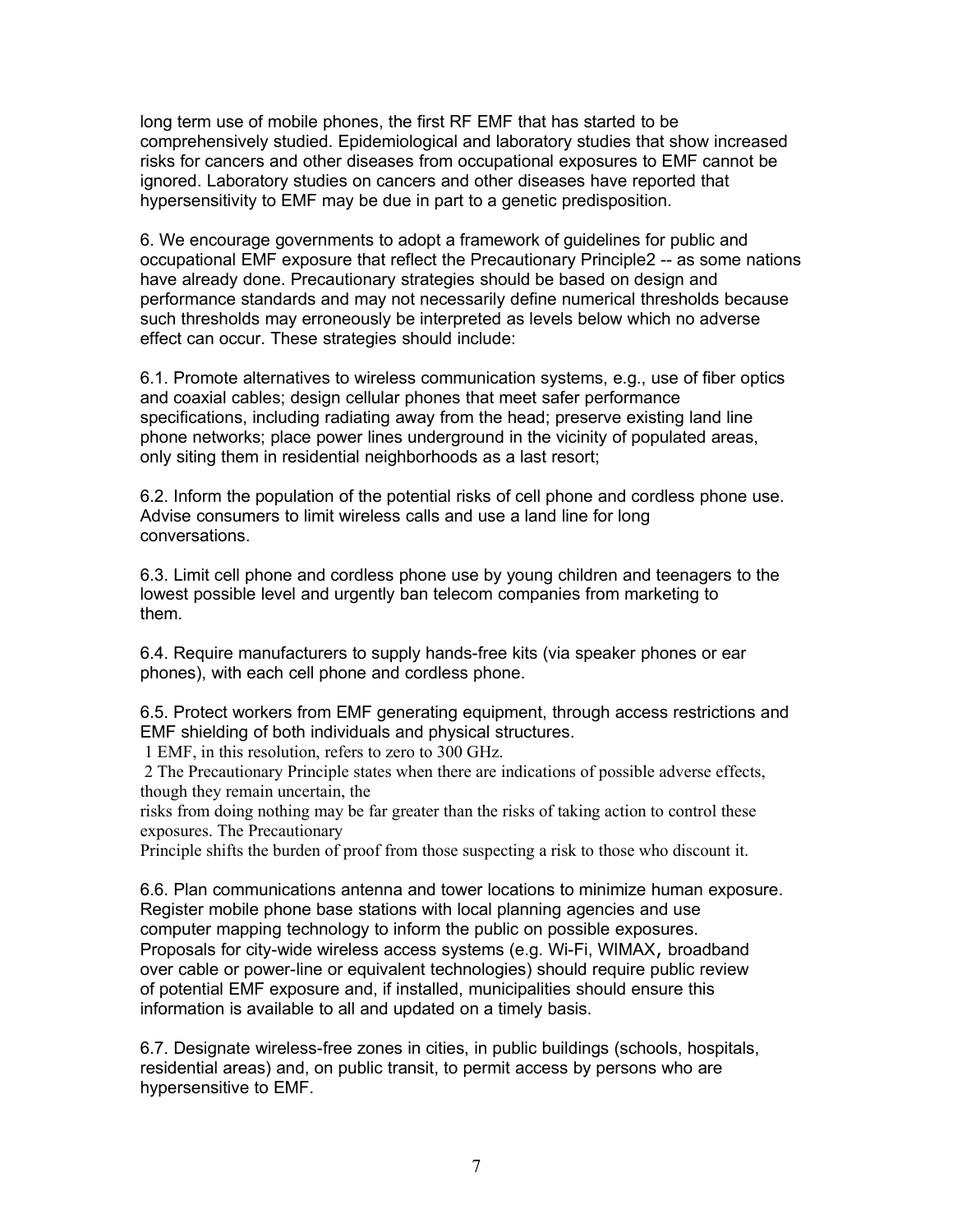long term use of mobile phones, the first RF EMF that has started to be comprehensively studied. Epidemiological and laboratory studies that show increased risks for cancers and other diseases from occupational exposures to EMF cannot be ignored. Laboratory studies on cancers and other diseases have reported that hypersensitivity to EMF may be due in part to a genetic predisposition.

6. We encourage governments to adopt a framework of guidelines for public and occupational EMF exposure that reflect the Precautionary Principle[2] -- as some nations have already done. Precautionary strategies should be based on design and performance standards and may not necessarily define numerical thresholds because such thresholds may erroneously be interpreted as levels below which no adverse effect can occur. These strategies should include:

6.1. Promote alternatives to wireless communication systems, e.g., use of fiber optics and coaxial cables; design cellular phones that meet safer performance specifications, including radiating away from the head; preserve existing land line phone networks; place power lines underground in the vicinity of populated areas, only siting them in residential neighborhoods as a last resort;

6.2. Inform the population of the potential risks of cell phone and cordless phone use. Advise consumers to limit wireless calls and use a land line for long conversations.

6.3. Limit cell phone and cordless phone use by young children and teenagers to the lowest possible level and urgently ban telecom companies from marketing to them.

6.4. Require manufacturers to supply hands-free kits (via speaker phones or ear phones), with each cell phone and cordless phone.

6.5. Protect workers from EMF generating equipment, through access restrictions and EMF shielding of both individuals and physical structures.

[1] EMF, in this resolution, refers to zero to 300 GHz.

[2] The Precautionary Principle states when there are indications of possible adverse effects, though they remain uncertain, the risks from doing nothing may be far greater than the risks of taking action to control these exposures. The Precautionary Principle shifts the burden of proof from those suspecting a risk to those who discount it.

6.6. Plan communications antenna and tower locations to minimize human exposure. Register mobile phone base stations with local planning agencies and use computer mapping technology to inform the public on possible exposures. Proposals for city-wide wireless access systems (e.g. Wi-Fi, WIMAX, broadband over cable or power-line or equivalent technologies) should require public review of potential EMF exposure and, if installed, municipalities should ensure this information is available to all and updated on a timely basis.

6.7. Designate wireless-free zones in cities, in public buildings (schools, hospitals, residential areas) and, on public transit, to permit access by persons who are hypersensitive to EMF.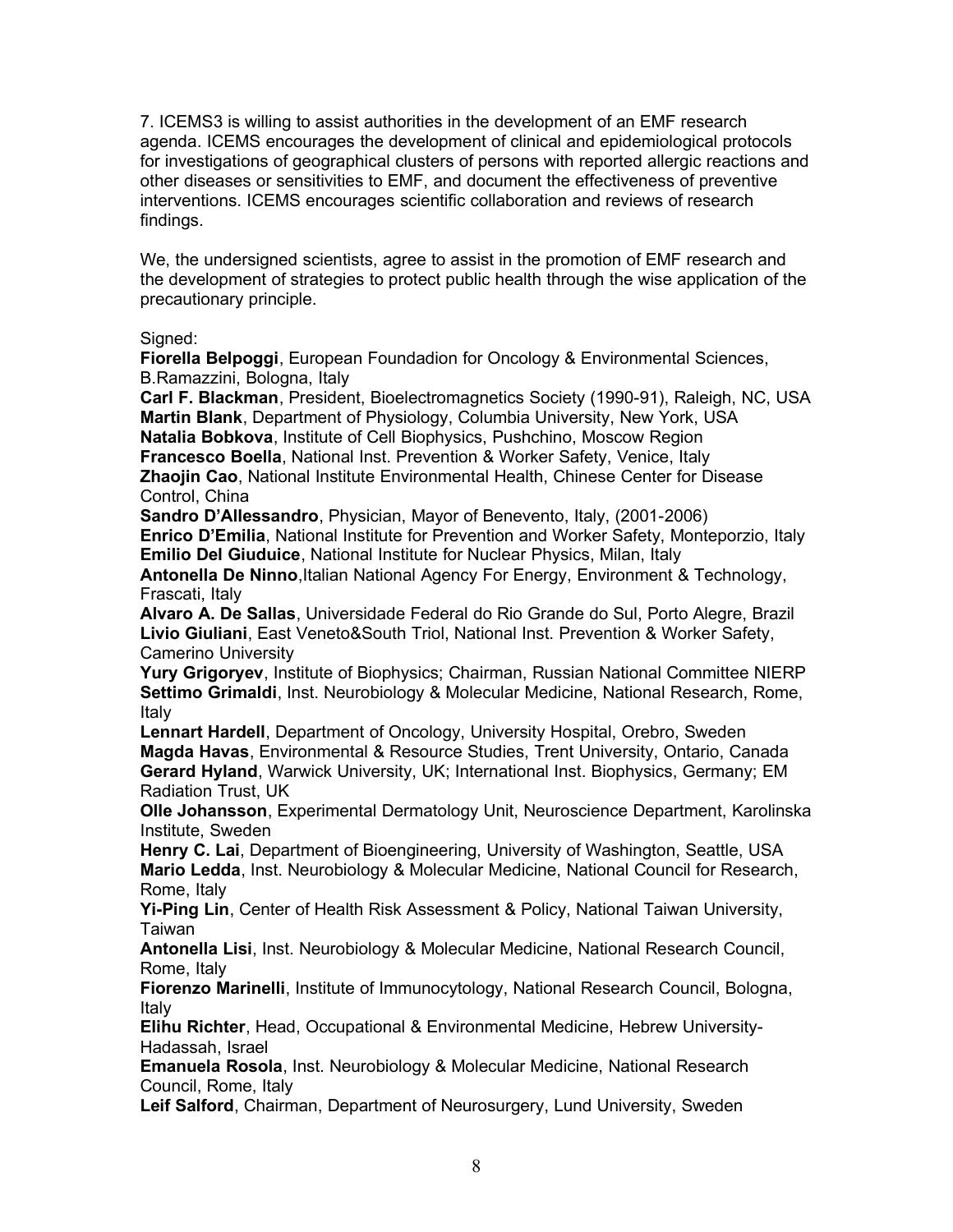7. ICEMS3 is willing to assist authorities in the development of an EMF research agenda. ICEMS encourages the development of clinical and epidemiological protocols for investigations of geographical clusters of persons with reported allergic reactions and other diseases or sensitivities to EMF, and document the effectiveness of preventive interventions. ICEMS encourages scientific collaboration and reviews of research findings.

We, the undersigned scientists, agree to assist in the promotion of EMF research and the development of strategies to protect public health through the wise application of the precautionary principle.

Signed:

**Fiorella Belpoggi**, European Foundadion for Oncology & Environmental Sciences, B.Ramazzini, Bologna, Italy
**Carl F. Blackman**, President, Bioelectromagnetics Society (1990-91), Raleigh, NC, USA
**Martin Blank**, Department of Physiology, Columbia University, New York, USA
**Natalia Bobkova**, Institute of Cell Biophysics, Pushchino, Moscow Region
**Francesco Boella**, National Inst. Prevention & Worker Safety, Venice, Italy
**Zhaojin Cao**, National Institute Environmental Health, Chinese Center for Disease Control, China
**Sandro D'Allessandro**, Physician, Mayor of Benevento, Italy, (2001-2006)
**Enrico D'Emilia**, National Institute for Prevention and Worker Safety, Monteporzio, Italy
**Emilio Del Giuduice**, National Institute for Nuclear Physics, Milan, Italy
**Antonella De Ninno**,Italian National Agency For Energy, Environment & Technology, Frascati, Italy
**Alvaro A. De Sallas**, Universidade Federal do Rio Grande do Sul, Porto Alegre, Brazil
**Livio Giuliani**, East Veneto&South Triol, National Inst. Prevention & Worker Safety, Camerino University
**Yury Grigoryev**, Institute of Biophysics; Chairman, Russian National Committee NIERP
**Settimo Grimaldi**, Inst. Neurobiology & Molecular Medicine, National Research, Rome, Italy
**Lennart Hardell**, Department of Oncology, University Hospital, Orebro, Sweden
**Magda Havas**, Environmental & Resource Studies, Trent University, Ontario, Canada
**Gerard Hyland**, Warwick University, UK; International Inst. Biophysics, Germany; EM Radiation Trust, UK
**Olle Johansson**, Experimental Dermatology Unit, Neuroscience Department, Karolinska Institute, Sweden
**Henry C. Lai**, Department of Bioengineering, University of Washington, Seattle, USA
**Mario Ledda**, Inst. Neurobiology & Molecular Medicine, National Council for Research, Rome, Italy
**Yi-Ping Lin**, Center of Health Risk Assessment & Policy, National Taiwan University, Taiwan
**Antonella Lisi**, Inst. Neurobiology & Molecular Medicine, National Research Council, Rome, Italy
**Fiorenzo Marinelli**, Institute of Immunocytology, National Research Council, Bologna, Italy
**Elihu Richter**, Head, Occupational & Environmental Medicine, Hebrew University-Hadassah, Israel
**Emanuela Rosola**, Inst. Neurobiology & Molecular Medicine, National Research Council, Rome, Italy
**Leif Salford**, Chairman, Department of Neurosurgery, Lund University, Sweden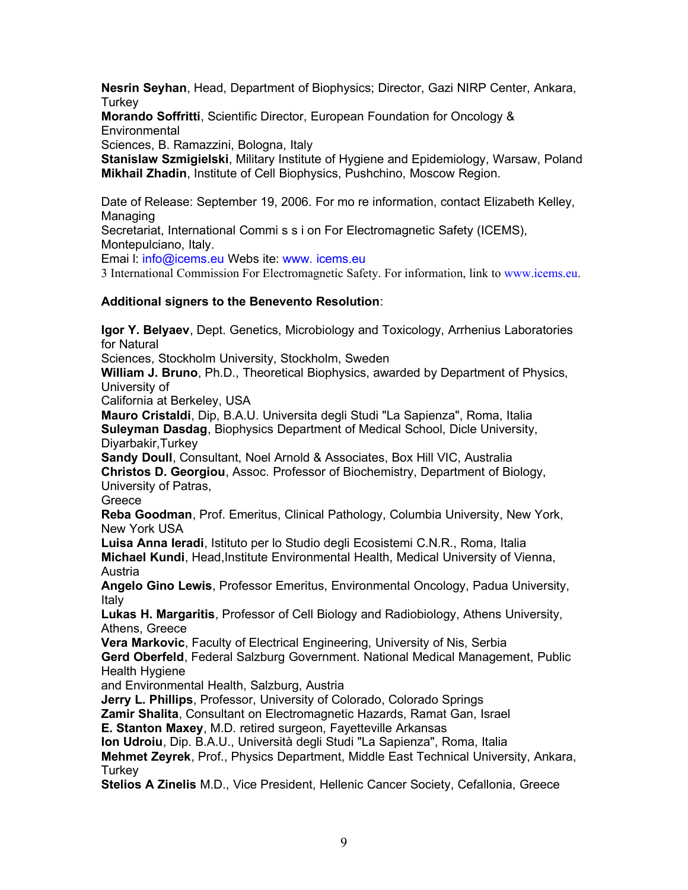**Nesrin Seyhan**, Head, Department of Biophysics; Director, Gazi NIRP Center, Ankara, Turkey
**Morando Soffritti**, Scientific Director, European Foundation for Oncology & Environmental
Sciences, B. Ramazzini, Bologna, Italy
**Stanislaw Szmigielski**, Military Institute of Hygiene and Epidemiology, Warsaw, Poland
**Mikhail Zhadin**, Institute of Cell Biophysics, Pushchino, Moscow Region.

Date of Release: September 19, 2006. For mo re information, contact Elizabeth Kelley, Managing
Secretariat, International Commi s s i on For Electromagnetic Safety (ICEMS), Montepulciano, Italy.
Emai l: info@icems.eu Webs ite: www. icems.eu
3 International Commission For Electromagnetic Safety. For information, link to www.icems.eu.

**Additional signers to the Benevento Resolution**:

**Igor Y. Belyaev**, Dept. Genetics, Microbiology and Toxicology, Arrhenius Laboratories for Natural
Sciences, Stockholm University, Stockholm, Sweden
**William J. Bruno**, Ph.D., Theoretical Biophysics, awarded by Department of Physics, University of
California at Berkeley, USA
**Mauro Cristaldi**, Dip, B.A.U. Universita degli Studi "La Sapienza", Roma, Italia
**Suleyman Dasdag**, Biophysics Department of Medical School, Dicle University, Diyarbakir,Turkey
**Sandy Doull**, Consultant, Noel Arnold & Associates, Box Hill VIC, Australia
**Christos D. Georgiou**, Assoc. Professor of Biochemistry, Department of Biology, University of Patras,
Greece
**Reba Goodman**, Prof. Emeritus, Clinical Pathology, Columbia University, New York, New York USA
**Luisa Anna Ieradi**, Istituto per lo Studio degli Ecosistemi C.N.R., Roma, Italia
**Michael Kundi**, Head,Institute Environmental Health, Medical University of Vienna, Austria
**Angelo Gino Lewis**, Professor Emeritus, Environmental Oncology, Padua University, Italy
**Lukas H. Margaritis**, Professor of Cell Biology and Radiobiology, Athens University, Athens, Greece
**Vera Markovic**, Faculty of Electrical Engineering, University of Nis, Serbia
**Gerd Oberfeld**, Federal Salzburg Government. National Medical Management, Public Health Hygiene
and Environmental Health, Salzburg, Austria
**Jerry L. Phillips**, Professor, University of Colorado, Colorado Springs
**Zamir Shalita**, Consultant on Electromagnetic Hazards, Ramat Gan, Israel
**E. Stanton Maxey**, M.D. retired surgeon, Fayetteville Arkansas
**Ion Udroiu**, Dip. B.A.U., Università degli Studi "La Sapienza", Roma, Italia
**Mehmet Zeyrek**, Prof., Physics Department, Middle East Technical University, Ankara, Turkey
**Stelios A Zinelis** M.D., Vice President, Hellenic Cancer Society, Cefallonia, Greece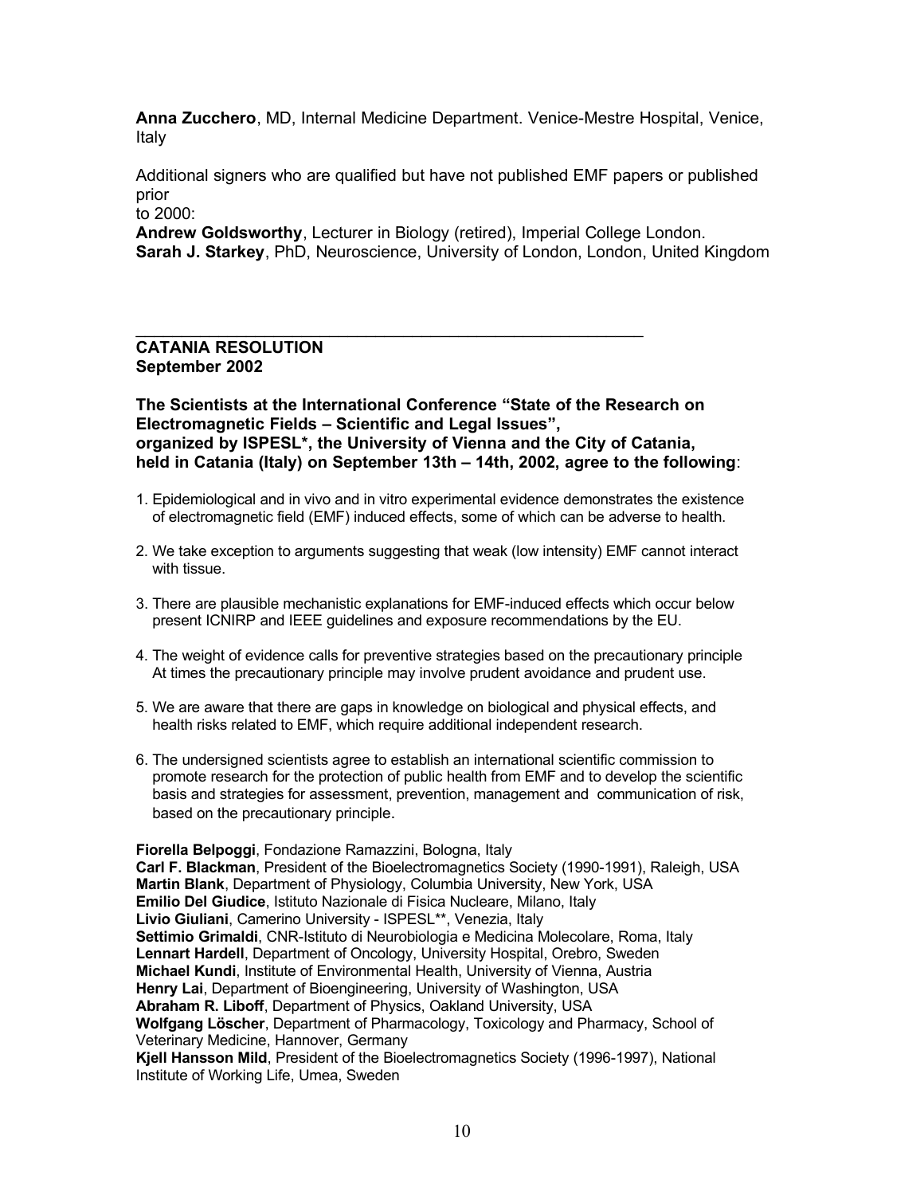**Anna Zucchero**, MD, Internal Medicine Department. Venice-Mestre Hospital, Venice, Italy

Additional signers who are qualified but have not published EMF papers or published prior to 2000:

**Andrew Goldsworthy**, Lecturer in Biology (retired), Imperial College London.
**Sarah J. Starkey**, PhD, Neuroscience, University of London, London, United Kingdom

---

## CATANIA RESOLUTION
## September 2002

**The Scientists at the International Conference "State of the Research on Electromagnetic Fields – Scientific and Legal Issues", organized by ISPESL*, the University of Vienna and the City of Catania, held in Catania (Italy) on September 13th – 14th, 2002, agree to the following**:

1. Epidemiological and in vivo and in vitro experimental evidence demonstrates the existence of electromagnetic field (EMF) induced effects, some of which can be adverse to health.

2. We take exception to arguments suggesting that weak (low intensity) EMF cannot interact with tissue.

3. There are plausible mechanistic explanations for EMF-induced effects which occur below present ICNIRP and IEEE guidelines and exposure recommendations by the EU.

4. The weight of evidence calls for preventive strategies based on the precautionary principle At times the precautionary principle may involve prudent avoidance and prudent use.

5. We are aware that there are gaps in knowledge on biological and physical effects, and health risks related to EMF, which require additional independent research.

6. The undersigned scientists agree to establish an international scientific commission to promote research for the protection of public health from EMF and to develop the scientific basis and strategies for assessment, prevention, management and communication of risk, based on the precautionary principle.

**Fiorella Belpoggi**, Fondazione Ramazzini, Bologna, Italy
**Carl F. Blackman**, President of the Bioelectromagnetics Society (1990-1991), Raleigh, USA
**Martin Blank**, Department of Physiology, Columbia University, New York, USA
**Emilio Del Giudice**, Istituto Nazionale di Fisica Nucleare, Milano, Italy
**Livio Giuliani**, Camerino University - ISPESL**, Venezia, Italy
**Settimio Grimaldi**, CNR-Istituto di Neurobiologia e Medicina Molecolare, Roma, Italy
**Lennart Hardell**, Department of Oncology, University Hospital, Orebro, Sweden
**Michael Kundi**, Institute of Environmental Health, University of Vienna, Austria
**Henry Lai**, Department of Bioengineering, University of Washington, USA
**Abraham R. Liboff**, Department of Physics, Oakland University, USA
**Wolfgang Löscher**, Department of Pharmacology, Toxicology and Pharmacy, School of Veterinary Medicine, Hannover, Germany
**Kjell Hansson Mild**, President of the Bioelectromagnetics Society (1996-1997), National Institute of Working Life, Umea, Sweden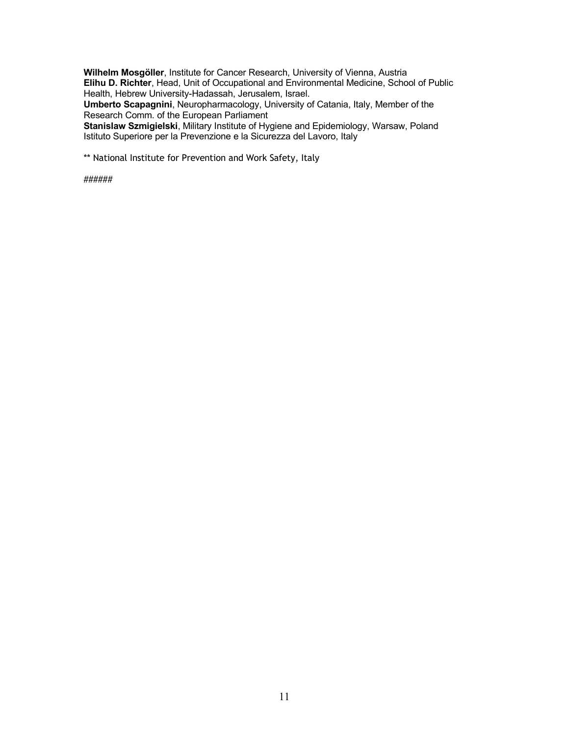**Wilhelm Mosgöller**, Institute for Cancer Research, University of Vienna, Austria
**Elihu D. Richter**, Head, Unit of Occupational and Environmental Medicine, School of Public Health, Hebrew University-Hadassah, Jerusalem, Israel.
**Umberto Scapagnini**, Neuropharmacology, University of Catania, Italy, Member of the Research Comm. of the European Parliament
**Stanislaw Szmigielski**, Military Institute of Hygiene and Epidemiology, Warsaw, Poland
Istituto Superiore per la Prevenzione e la Sicurezza del Lavoro, Italy

** National Institute for Prevention and Work Safety, Italy

######